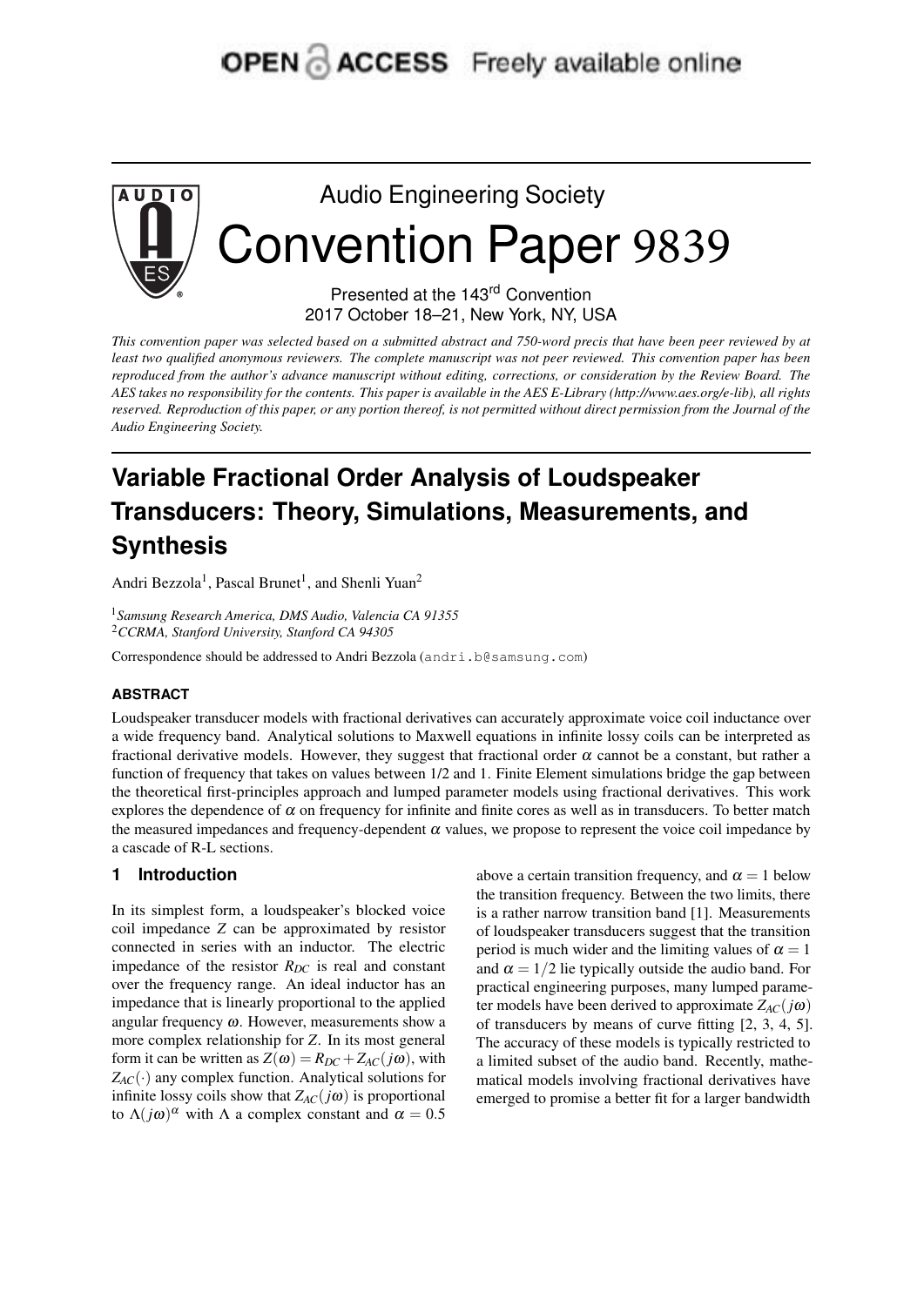OPEN ACCESS Freely available online

Audio Engineering Society

# Convention Paper 9839

Presented at the 143rd Convention
2017 October 18–21, New York, NY, USA

*This convention paper was selected based on a submitted abstract and 750-word precis that have been peer reviewed by at least two qualified anonymous reviewers. The complete manuscript was not peer reviewed. This convention paper has been reproduced from the author's advance manuscript without editing, corrections, or consideration by the Review Board. The AES takes no responsibility for the contents. This paper is available in the AES E-Library (http://www.aes.org/e-lib), all rights reserved. Reproduction of this paper, or any portion thereof, is not permitted without direct permission from the Journal of the Audio Engineering Society.*

# Variable Fractional Order Analysis of Loudspeaker Transducers: Theory, Simulations, Measurements, and Synthesis

Andri Bezzola[1], Pascal Brunet[1], and Shenli Yuan[2]

[1] *Samsung Research America, DMS Audio, Valencia CA 91355*
[2] *CCRMA, Stanford University, Stanford CA 94305*

Correspondence should be addressed to Andri Bezzola (andri.b@samsung.com)

### ABSTRACT

Loudspeaker transducer models with fractional derivatives can accurately approximate voice coil inductance over a wide frequency band. Analytical solutions to Maxwell equations in infinite lossy coils can be interpreted as fractional derivative models. However, they suggest that fractional order $\alpha$ cannot be a constant, but rather a function of frequency that takes on values between 1/2 and 1. Finite Element simulations bridge the gap between the theoretical first-principles approach and lumped parameter models using fractional derivatives. This work explores the dependence of $\alpha$ on frequency for infinite and finite cores as well as in transducers. To better match the measured impedances and frequency-dependent $\alpha$ values, we propose to represent the voice coil impedance by a cascade of R-L sections.

## 1 Introduction

In its simplest form, a loudspeaker's blocked voice coil impedance $Z$ can be approximated by resistor connected in series with an inductor. The electric impedance of the resistor $R_{DC}$ is real and constant over the frequency range. An ideal inductor has an impedance that is linearly proportional to the applied angular frequency $\omega$. However, measurements show a more complex relationship for $Z$. In its most general form it can be written as $Z(\omega) = R_{DC} + Z_{AC}(j\omega)$, with $Z_{AC}(\cdot)$ any complex function. Analytical solutions for infinite lossy coils show that $Z_{AC}(j\omega)$ is proportional to $\Lambda(j\omega)^{\alpha}$ with $\Lambda$ a complex constant and $\alpha = 0.5$ above a certain transition frequency, and $\alpha = 1$ below the transition frequency. Between the two limits, there is a rather narrow transition band [1]. Measurements of loudspeaker transducers suggest that the transition period is much wider and the limiting values of $\alpha = 1$ and $\alpha = 1/2$ lie typically outside the audio band. For practical engineering purposes, many lumped parameter models have been derived to approximate $Z_{AC}(j\omega)$ of transducers by means of curve fitting [2, 3, 4, 5]. The accuracy of these models is typically restricted to a limited subset of the audio band. Recently, mathematical models involving fractional derivatives have emerged to promise a better fit for a larger bandwidth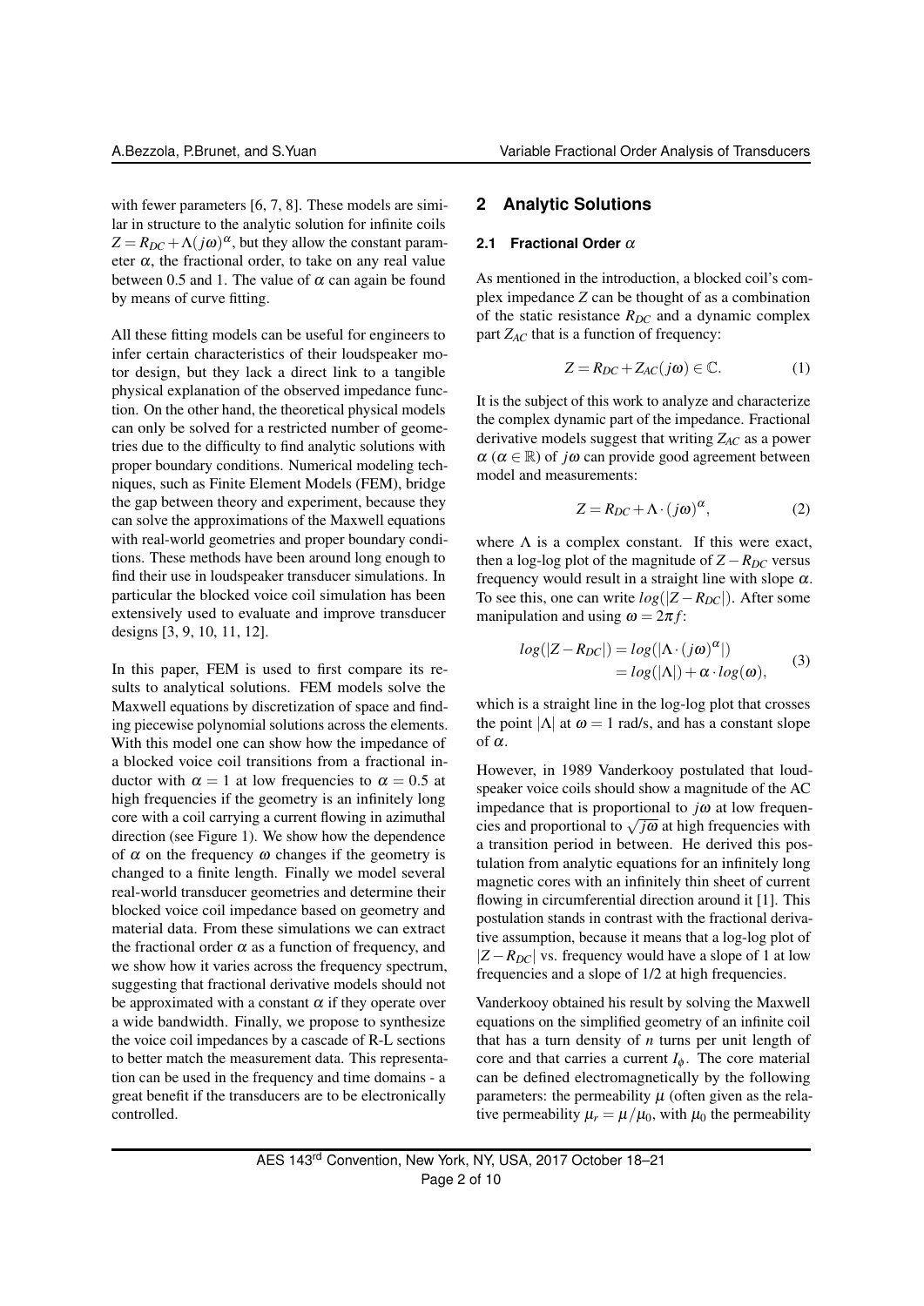with fewer parameters [6, 7, 8]. These models are similar in structure to the analytic solution for infinite coils $Z = R_{DC} + \Lambda(j\omega)^{\alpha}$, but they allow the constant parameter $\alpha$, the fractional order, to take on any real value between 0.5 and 1. The value of $\alpha$ can again be found by means of curve fitting.

All these fitting models can be useful for engineers to infer certain characteristics of their loudspeaker motor design, but they lack a direct link to a tangible physical explanation of the observed impedance function. On the other hand, the theoretical physical models can only be solved for a restricted number of geometries due to the difficulty to find analytic solutions with proper boundary conditions. Numerical modeling techniques, such as Finite Element Models (FEM), bridge the gap between theory and experiment, because they can solve the approximations of the Maxwell equations with real-world geometries and proper boundary conditions. These methods have been around long enough to find their use in loudspeaker transducer simulations. In particular the blocked voice coil simulation has been extensively used to evaluate and improve transducer designs [3, 9, 10, 11, 12].

In this paper, FEM is used to first compare its results to analytical solutions. FEM models solve the Maxwell equations by discretization of space and finding piecewise polynomial solutions across the elements. With this model one can show how the impedance of a blocked voice coil transitions from a fractional inductor with $\alpha = 1$ at low frequencies to $\alpha = 0.5$ at high frequencies if the geometry is an infinitely long core with a coil carrying a current flowing in azimuthal direction (see Figure 1). We show how the dependence of $\alpha$ on the frequency $\omega$ changes if the geometry is changed to a finite length. Finally we model several real-world transducer geometries and determine their blocked voice coil impedance based on geometry and material data. From these simulations we can extract the fractional order $\alpha$ as a function of frequency, and we show how it varies across the frequency spectrum, suggesting that fractional derivative models should not be approximated with a constant $\alpha$ if they operate over a wide bandwidth. Finally, we propose to synthesize the voice coil impedances by a cascade of R-L sections to better match the measurement data. This representation can be used in the frequency and time domains - a great benefit if the transducers are to be electronically controlled.

## 2 Analytic Solutions

### 2.1 Fractional Order $\alpha$

As mentioned in the introduction, a blocked coil's complex impedance $Z$ can be thought of as a combination of the static resistance $R_{DC}$ and a dynamic complex part $Z_{AC}$ that is a function of frequency:

$$Z = R_{DC} + Z_{AC}(j\omega) \in \mathbb{C}. \tag{1}$$

It is the subject of this work to analyze and characterize the complex dynamic part of the impedance. Fractional derivative models suggest that writing $Z_{AC}$ as a power $\alpha$ ($\alpha \in \mathbb{R}$) of $j\omega$ can provide good agreement between model and measurements:

$$Z = R_{DC} + \Lambda \cdot (j\omega)^{\alpha}, \tag{2}$$

where $\Lambda$ is a complex constant. If this were exact, then a log-log plot of the magnitude of $Z - R_{DC}$ versus frequency would result in a straight line with slope $\alpha$. To see this, one can write $log(|Z - R_{DC}|)$. After some manipulation and using $\omega = 2\pi f$:

$$\begin{aligned} log(|Z - R_{DC}|) &= log(|\Lambda \cdot (j\omega)^{\alpha}|) \\ &= log(|\Lambda|) + \alpha \cdot log(\omega), \end{aligned} \tag{3}$$

which is a straight line in the log-log plot that crosses the point $|\Lambda|$ at $\omega = 1$ rad/s, and has a constant slope of $\alpha$.

However, in 1989 Vanderkooy postulated that loudspeaker voice coils should show a magnitude of the AC impedance that is proportional to $j\omega$ at low frequencies and proportional to $\sqrt{j\omega}$ at high frequencies with a transition period in between. He derived this postulation from analytic equations for an infinitely long magnetic cores with an infinitely thin sheet of current flowing in circumferential direction around it [1]. This postulation stands in contrast with the fractional derivative assumption, because it means that a log-log plot of $|Z - R_{DC}|$ vs. frequency would have a slope of 1 at low frequencies and a slope of 1/2 at high frequencies.

Vanderkooy obtained his result by solving the Maxwell equations on the simplified geometry of an infinite coil that has a turn density of $n$ turns per unit length of core and that carries a current $I_{\phi}$. The core material can be defined electromagnetically by the following parameters: the permeability $\mu$ (often given as the relative permeability $\mu_r = \mu/\mu_0$, with $\mu_0$ the permeability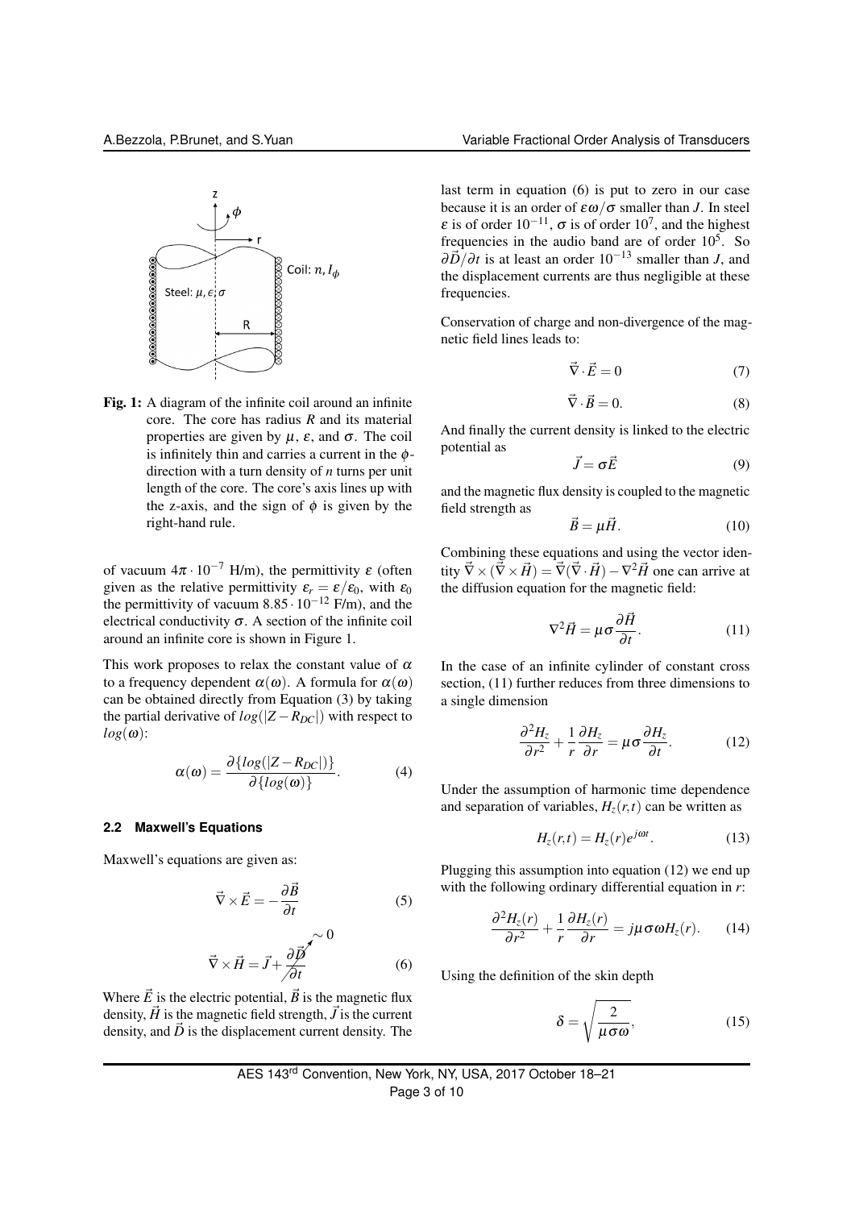Fig. 1: A diagram of the infinite coil around an infinite core. The core has radius $R$ and its material properties are given by $\mu$, $\varepsilon$, and $\sigma$. The coil is infinitely thin and carries a current in the $\phi$-direction with a turn density of $n$ turns per unit length of the core. The core's axis lines up with the z-axis, and the sign of $\phi$ is given by the right-hand rule.

of vacuum $4\pi \cdot 10^{-7}$ H/m), the permittivity $\varepsilon$ (often given as the relative permittivity $\varepsilon_r = \varepsilon/\varepsilon_0$, with $\varepsilon_0$ the permittivity of vacuum $8.85 \cdot 10^{-12}$ F/m), and the electrical conductivity $\sigma$. A section of the infinite coil around an infinite core is shown in Figure 1.

This work proposes to relax the constant value of $\alpha$ to a frequency dependent $\alpha(\omega)$. A formula for $\alpha(\omega)$ can be obtained directly from Equation (3) by taking the partial derivative of $log(|Z - R_{DC}|)$ with respect to $log(\omega)$:

$$\alpha(\omega) = \frac{\partial\{log(|Z - R_{DC}|)\}}{\partial\{log(\omega)\}}. \tag{4}$$

### 2.2 Maxwell's Equations

Maxwell's equations are given as:

$$\vec{\nabla} \times \vec{E} = -\frac{\partial \vec{B}}{\partial t} \tag{5}$$

$$\vec{\nabla} \times \vec{H} = \vec{J} + \cancelto{\sim 0}{\frac{\partial \vec{D}}{\partial t}} \tag{6}$$

Where $\vec{E}$ is the electric potential, $\vec{B}$ is the magnetic flux density, $\vec{H}$ is the magnetic field strength, $\vec{J}$ is the current density, and $\vec{D}$ is the displacement current density. The last term in equation (6) is put to zero in our case because it is an order of $\varepsilon\omega/\sigma$ smaller than $J$. In steel $\varepsilon$ is of order $10^{-11}$, $\sigma$ is of order $10^7$, and the highest frequencies in the audio band are of order $10^5$. So $\partial\vec{D}/\partial t$ is at least an order $10^{-13}$ smaller than $J$, and the displacement currents are thus negligible at these frequencies.

Conservation of charge and non-divergence of the magnetic field lines leads to:

$$\vec{\nabla} \cdot \vec{E} = 0 \tag{7}$$

$$\vec{\nabla} \cdot \vec{B} = 0. \tag{8}$$

And finally the current density is linked to the electric potential as

$$\vec{J} = \sigma \vec{E} \tag{9}$$

and the magnetic flux density is coupled to the magnetic field strength as

$$\vec{B} = \mu \vec{H}. \tag{10}$$

Combining these equations and using the vector identity $\vec{\nabla} \times (\vec{\nabla} \times \vec{H}) = \vec{\nabla}(\vec{\nabla} \cdot \vec{H}) - \nabla^2 \vec{H}$ one can arrive at the diffusion equation for the magnetic field:

$$\nabla^2 \vec{H} = \mu\sigma \frac{\partial \vec{H}}{\partial t}. \tag{11}$$

In the case of an infinite cylinder of constant cross section, (11) further reduces from three dimensions to a single dimension

$$\frac{\partial^2 H_z}{\partial r^2} + \frac{1}{r}\frac{\partial H_z}{\partial r} = \mu\sigma \frac{\partial H_z}{\partial t}. \tag{12}$$

Under the assumption of harmonic time dependence and separation of variables, $H_z(r,t)$ can be written as

$$H_z(r,t) = H_z(r)e^{j\omega t}. \tag{13}$$

Plugging this assumption into equation (12) we end up with the following ordinary differential equation in $r$:

$$\frac{\partial^2 H_z(r)}{\partial r^2} + \frac{1}{r}\frac{\partial H_z(r)}{\partial r} = j\mu\sigma\omega H_z(r). \tag{14}$$

Using the definition of the skin depth

$$\delta = \sqrt{\frac{2}{\mu\sigma\omega}}, \tag{15}$$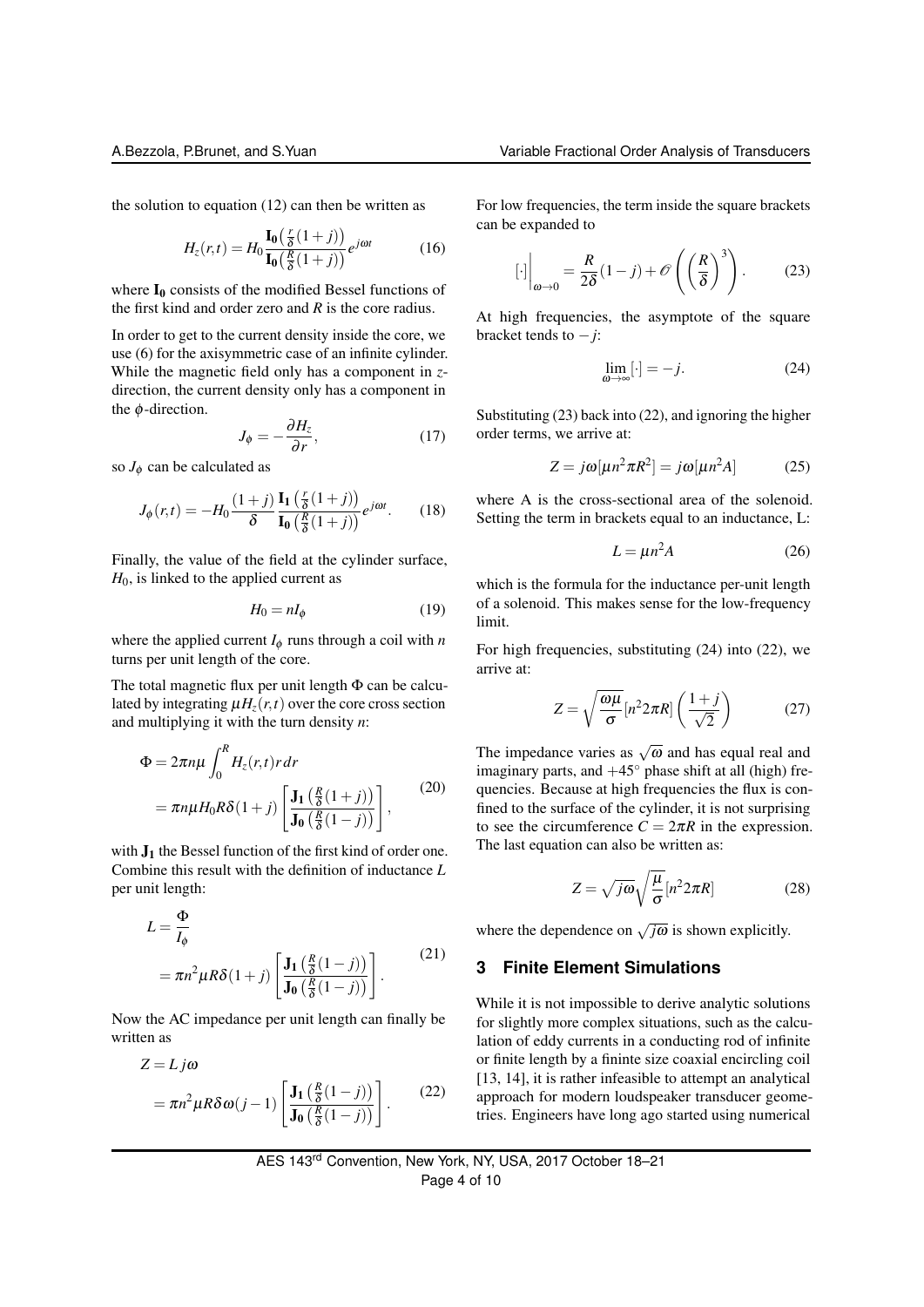the solution to equation (12) can then be written as

$$H_z(r,t) = H_0 \frac{\mathbf{I_0}\left(\frac{r}{\delta}(1+j)\right)}{\mathbf{I_0}\left(\frac{R}{\delta}(1+j)\right)} e^{j\omega t} \tag{16}$$

where $\mathbf{I_0}$ consists of the modified Bessel functions of the first kind and order zero and $R$ is the core radius.

In order to get to the current density inside the core, we use (6) for the axisymmetric case of an infinite cylinder. While the magnetic field only has a component in $z$-direction, the current density only has a component in the $\phi$-direction.

$$J_\phi = -\frac{\partial H_z}{\partial r}, \tag{17}$$

so $J_\phi$ can be calculated as

$$J_\phi(r,t) = -H_0 \frac{(1+j)}{\delta} \frac{\mathbf{I_1}\left(\frac{r}{\delta}(1+j)\right)}{\mathbf{I_0}\left(\frac{R}{\delta}(1+j)\right)} e^{j\omega t}. \tag{18}$$

Finally, the value of the field at the cylinder surface, $H_0$, is linked to the applied current as

$$H_0 = nI_\phi \tag{19}$$

where the applied current $I_\phi$ runs through a coil with $n$ turns per unit length of the core.

The total magnetic flux per unit length $\Phi$ can be calculated by integrating $\mu H_z(r,t)$ over the core cross section and multiplying it with the turn density $n$:

$$\begin{aligned}
\Phi &= 2\pi n\mu \int_0^R H_z(r,t) r\, dr \\
&= \pi n \mu H_0 R \delta (1+j) \left[ \frac{\mathbf{J_1}\left(\frac{R}{\delta}(1+j)\right)}{\mathbf{J_0}\left(\frac{R}{\delta}(1-j)\right)} \right],
\end{aligned} \tag{20}$$

with $\mathbf{J_1}$ the Bessel function of the first kind of order one. Combine this result with the definition of inductance $L$ per unit length:

$$\begin{aligned}
L &= \frac{\Phi}{I_\phi} \\
&= \pi n^2 \mu R \delta (1+j) \left[ \frac{\mathbf{J_1}\left(\frac{R}{\delta}(1-j)\right)}{\mathbf{J_0}\left(\frac{R}{\delta}(1-j)\right)} \right].
\end{aligned} \tag{21}$$

Now the AC impedance per unit length can finally be written as

$$\begin{aligned}
Z &= L\, j\omega \\
&= \pi n^2 \mu R \delta \omega (j-1) \left[ \frac{\mathbf{J_1}\left(\frac{R}{\delta}(1-j)\right)}{\mathbf{J_0}\left(\frac{R}{\delta}(1-j)\right)} \right].
\end{aligned} \tag{22}$$

For low frequencies, the term inside the square brackets can be expanded to

$$[\cdot]\Big|_{\omega \to 0} = \frac{R}{2\delta}(1-j) + \mathcal{O}\left( \left(\frac{R}{\delta}\right)^3 \right). \tag{23}$$

At high frequencies, the asymptote of the square bracket tends to $-j$:

$$\lim_{\omega \to \infty} [\cdot] = -j. \tag{24}$$

Substituting (23) back into (22), and ignoring the higher order terms, we arrive at:

$$Z = j\omega[\mu n^2 \pi R^2] = j\omega[\mu n^2 A] \tag{25}$$

where A is the cross-sectional area of the solenoid. Setting the term in brackets equal to an inductance, L:

$$L = \mu n^2 A \tag{26}$$

which is the formula for the inductance per-unit length of a solenoid. This makes sense for the low-frequency limit.

For high frequencies, substituting (24) into (22), we arrive at:

$$Z = \sqrt{\frac{\omega\mu}{\sigma}}[n^2 2\pi R]\left(\frac{1+j}{\sqrt{2}}\right) \tag{27}$$

The impedance varies as $\sqrt{\omega}$ and has equal real and imaginary parts, and $+45^\circ$ phase shift at all (high) frequencies. Because at high frequencies the flux is confined to the surface of the cylinder, it is not surprising to see the circumference $C = 2\pi R$ in the expression. The last equation can also be written as:

$$Z = \sqrt{j\omega}\sqrt{\frac{\mu}{\sigma}}[n^2 2\pi R] \tag{28}$$

where the dependence on $\sqrt{j\omega}$ is shown explicitly.

## 3 Finite Element Simulations

While it is not impossible to derive analytic solutions for slightly more complex situations, such as the calculation of eddy currents in a conducting rod of infinite or finite length by a fininte size coaxial encircling coil [13, 14], it is rather infeasible to attempt an analytical approach for modern loudspeaker transducer geometries. Engineers have long ago started using numerical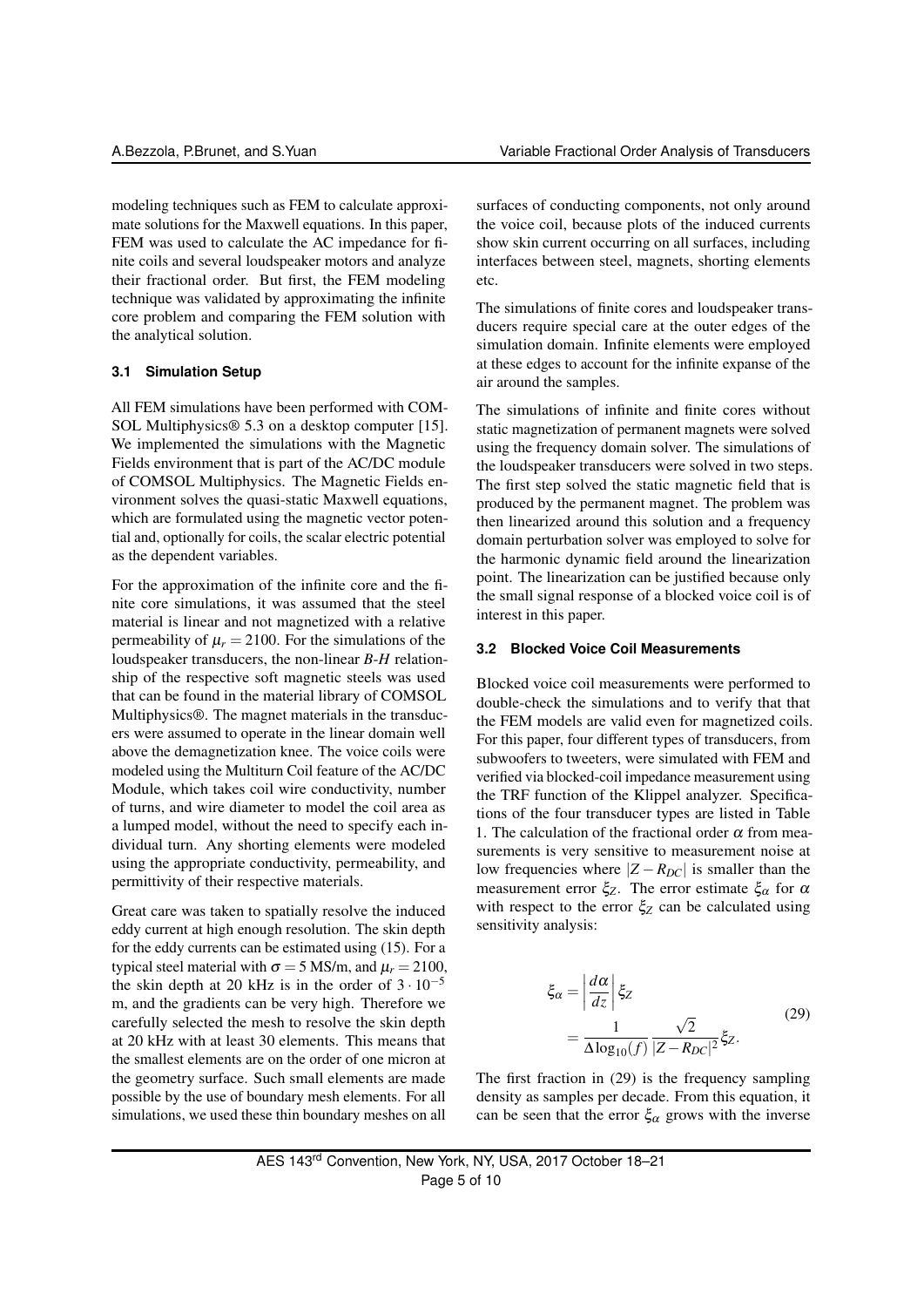modeling techniques such as FEM to calculate approximate solutions for the Maxwell equations. In this paper, FEM was used to calculate the AC impedance for finite coils and several loudspeaker motors and analyze their fractional order. But first, the FEM modeling technique was validated by approximating the infinite core problem and comparing the FEM solution with the analytical solution.

### 3.1 Simulation Setup

All FEM simulations have been performed with COMSOL Multiphysics® 5.3 on a desktop computer [15]. We implemented the simulations with the Magnetic Fields environment that is part of the AC/DC module of COMSOL Multiphysics. The Magnetic Fields environment solves the quasi-static Maxwell equations, which are formulated using the magnetic vector potential and, optionally for coils, the scalar electric potential as the dependent variables.

For the approximation of the infinite core and the finite core simulations, it was assumed that the steel material is linear and not magnetized with a relative permeability of $\mu_r = 2100$. For the simulations of the loudspeaker transducers, the non-linear *B*-*H* relationship of the respective soft magnetic steels was used that can be found in the material library of COMSOL Multiphysics®. The magnet materials in the transducers were assumed to operate in the linear domain well above the demagnetization knee. The voice coils were modeled using the Multiturn Coil feature of the AC/DC Module, which takes coil wire conductivity, number of turns, and wire diameter to model the coil area as a lumped model, without the need to specify each individual turn. Any shorting elements were modeled using the appropriate conductivity, permeability, and permittivity of their respective materials.

Great care was taken to spatially resolve the induced eddy current at high enough resolution. The skin depth for the eddy currents can be estimated using (15). For a typical steel material with $\sigma = 5$ MS/m, and $\mu_r = 2100$, the skin depth at 20 kHz is in the order of $3 \cdot 10^{-5}$ m, and the gradients can be very high. Therefore we carefully selected the mesh to resolve the skin depth at 20 kHz with at least 30 elements. This means that the smallest elements are on the order of one micron at the geometry surface. Such small elements are made possible by the use of boundary mesh elements. For all simulations, we used these thin boundary meshes on all surfaces of conducting components, not only around the voice coil, because plots of the induced currents show skin current occurring on all surfaces, including interfaces between steel, magnets, shorting elements etc.

The simulations of finite cores and loudspeaker transducers require special care at the outer edges of the simulation domain. Infinite elements were employed at these edges to account for the infinite expanse of the air around the samples.

The simulations of infinite and finite cores without static magnetization of permanent magnets were solved using the frequency domain solver. The simulations of the loudspeaker transducers were solved in two steps. The first step solved the static magnetic field that is produced by the permanent magnet. The problem was then linearized around this solution and a frequency domain perturbation solver was employed to solve for the harmonic dynamic field around the linearization point. The linearization can be justified because only the small signal response of a blocked voice coil is of interest in this paper.

### 3.2 Blocked Voice Coil Measurements

Blocked voice coil measurements were performed to double-check the simulations and to verify that that the FEM models are valid even for magnetized coils. For this paper, four different types of transducers, from subwoofers to tweeters, were simulated with FEM and verified via blocked-coil impedance measurement using the TRF function of the Klippel analyzer. Specifications of the four transducer types are listed in Table 1. The calculation of the fractional order $\alpha$ from measurements is very sensitive to measurement noise at low frequencies where $|Z - R_{DC}|$ is smaller than the measurement error $\xi_Z$. The error estimate $\xi_\alpha$ for $\alpha$ with respect to the error $\xi_Z$ can be calculated using sensitivity analysis:

$$\begin{aligned}\xi_\alpha &= \left|\frac{d\alpha}{dz}\right| \xi_Z \\ &= \frac{1}{\Delta \log_{10}(f)} \frac{\sqrt{2}}{|Z - R_{DC}|^2} \xi_Z.\end{aligned} \tag{29}$$

The first fraction in (29) is the frequency sampling density as samples per decade. From this equation, it can be seen that the error $\xi_\alpha$ grows with the inverse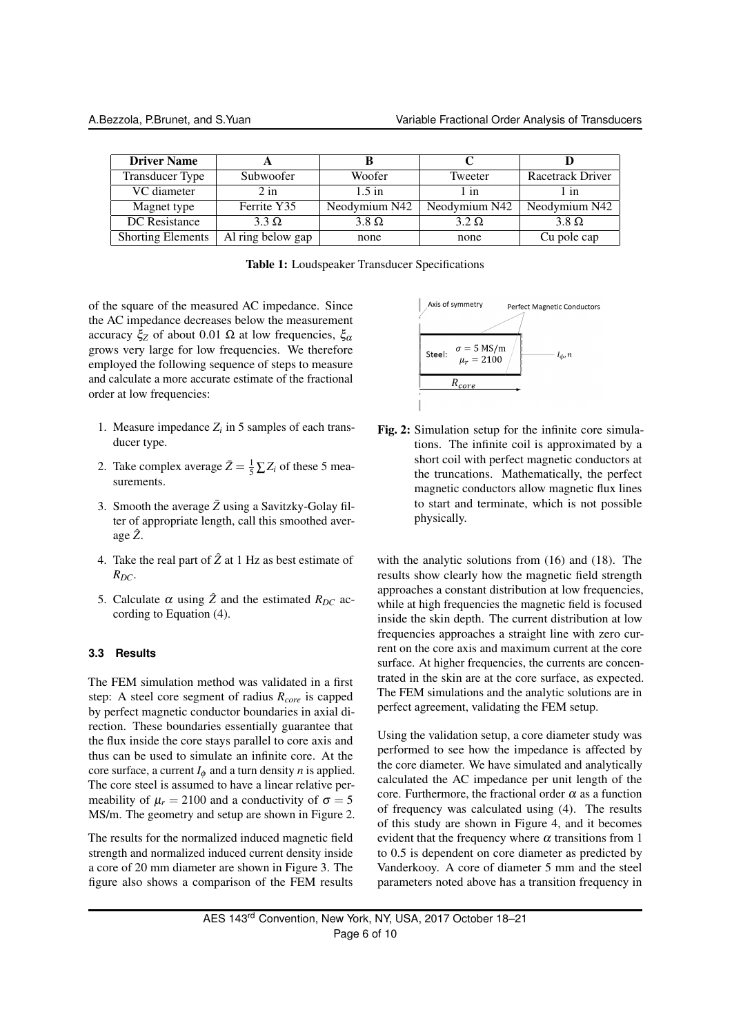| Driver Name | A | B | C | D |
| --- | --- | --- | --- | --- |
| Transducer Type | Subwoofer | Woofer | Tweeter | Racetrack Driver |
| VC diameter | 2 in | 1.5 in | 1 in | 1 in |
| Magnet type | Ferrite Y35 | Neodymium N42 | Neodymium N42 | Neodymium N42 |
| DC Resistance | 3.3 Ω | 3.8 Ω | 3.2 Ω | 3.8 Ω |
| Shorting Elements | Al ring below gap | none | none | Cu pole cap |

**Table 1:** Loudspeaker Transducer Specifications

of the square of the measured AC impedance. Since the AC impedance decreases below the measurement accuracy $\xi_Z$ of about 0.01 Ω at low frequencies, $\xi_\alpha$ grows very large for low frequencies. We therefore employed the following sequence of steps to measure and calculate a more accurate estimate of the fractional order at low frequencies:

1. Measure impedance $Z_i$ in 5 samples of each transducer type.
2. Take complex average $\bar{Z} = \frac{1}{5}\sum Z_i$ of these 5 measurements.
3. Smooth the average $\bar{Z}$ using a Savitzky-Golay filter of appropriate length, call this smoothed average $\hat{Z}$.
4. Take the real part of $\hat{Z}$ at 1 Hz as best estimate of $R_{DC}$.
5. Calculate $\alpha$ using $\hat{Z}$ and the estimated $R_{DC}$ according to Equation (4).

### 3.3 Results

The FEM simulation method was validated in a first step: A steel core segment of radius $R_{core}$ is capped by perfect magnetic conductor boundaries in axial direction. These boundaries essentially guarantee that the flux inside the core stays parallel to core axis and thus can be used to simulate an infinite core. At the core surface, a current $I_\phi$ and a turn density $n$ is applied. The core steel is assumed to have a linear relative permeability of $\mu_r = 2100$ and a conductivity of $\sigma = 5$ MS/m. The geometry and setup are shown in Figure 2.

The results for the normalized induced magnetic field strength and normalized induced current density inside a core of 20 mm diameter are shown in Figure 3. The figure also shows a comparison of the FEM results

Axis of symmetry | Perfect Magnetic Conductors | Steel: $\sigma = 5$ MS/m, $\mu_r = 2100$ | $I_\phi, n$ | $R_{core}$

**Fig. 2:** Simulation setup for the infinite core simulations. The infinite coil is approximated by a short coil with perfect magnetic conductors at the truncations. Mathematically, the perfect magnetic conductors allow magnetic flux lines to start and terminate, which is not possible physically.

with the analytic solutions from (16) and (18). The results show clearly how the magnetic field strength approaches a constant distribution at low frequencies, while at high frequencies the magnetic field is focused inside the skin depth. The current distribution at low frequencies approaches a straight line with zero current on the core axis and maximum current at the core surface. At higher frequencies, the currents are concentrated in the skin are at the core surface, as expected. The FEM simulations and the analytic solutions are in perfect agreement, validating the FEM setup.

Using the validation setup, a core diameter study was performed to see how the impedance is affected by the core diameter. We have simulated and analytically calculated the AC impedance per unit length of the core. Furthermore, the fractional order $\alpha$ as a function of frequency was calculated using (4). The results of this study are shown in Figure 4, and it becomes evident that the frequency where $\alpha$ transitions from 1 to 0.5 is dependent on core diameter as predicted by Vanderkooy. A core of diameter 5 mm and the steel parameters noted above has a transition frequency in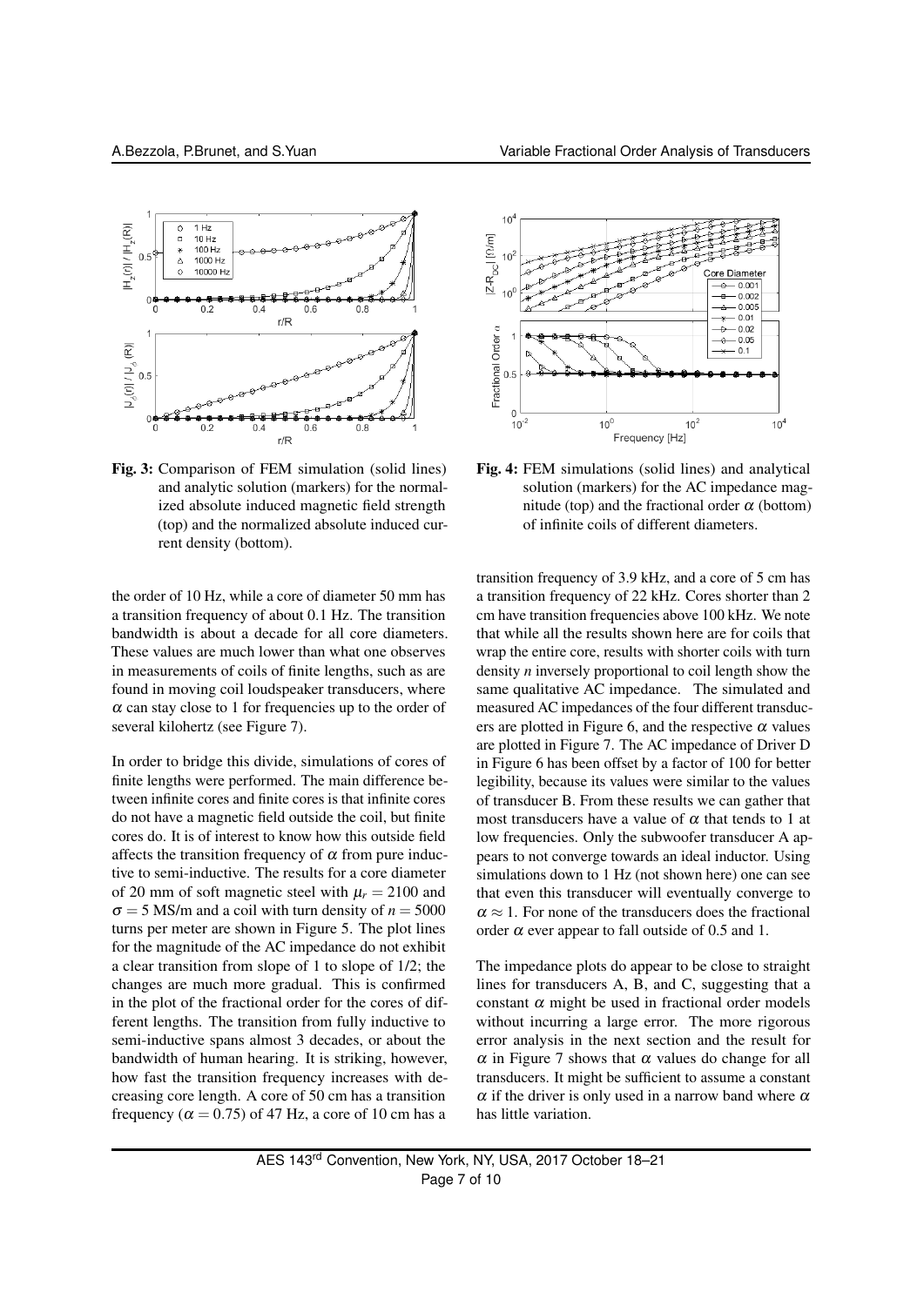Fig. 3: Comparison of FEM simulation (solid lines) and analytic solution (markers) for the normalized absolute induced magnetic field strength (top) and the normalized absolute induced current density (bottom).

Fig. 4: FEM simulations (solid lines) and analytical solution (markers) for the AC impedance magnitude (top) and the fractional order $\alpha$ (bottom) of infinite coils of different diameters.

the order of 10 Hz, while a core of diameter 50 mm has a transition frequency of about 0.1 Hz. The transition bandwidth is about a decade for all core diameters. These values are much lower than what one observes in measurements of coils of finite lengths, such as are found in moving coil loudspeaker transducers, where $\alpha$ can stay close to 1 for frequencies up to the order of several kilohertz (see Figure 7).

In order to bridge this divide, simulations of cores of finite lengths were performed. The main difference between infinite cores and finite cores is that infinite cores do not have a magnetic field outside the coil, but finite cores do. It is of interest to know how this outside field affects the transition frequency of $\alpha$ from pure inductive to semi-inductive. The results for a core diameter of 20 mm of soft magnetic steel with $\mu_r = 2100$ and $\sigma = 5$ MS/m and a coil with turn density of $n = 5000$ turns per meter are shown in Figure 5. The plot lines for the magnitude of the AC impedance do not exhibit a clear transition from slope of 1 to slope of 1/2; the changes are much more gradual. This is confirmed in the plot of the fractional order for the cores of different lengths. The transition from fully inductive to semi-inductive spans almost 3 decades, or about the bandwidth of human hearing. It is striking, however, how fast the transition frequency increases with decreasing core length. A core of 50 cm has a transition frequency ($\alpha = 0.75$) of 47 Hz, a core of 10 cm has a transition frequency of 3.9 kHz, and a core of 5 cm has a transition frequency of 22 kHz. Cores shorter than 2 cm have transition frequencies above 100 kHz. We note that while all the results shown here are for coils that wrap the entire core, results with shorter coils with turn density $n$ inversely proportional to coil length show the same qualitative AC impedance. The simulated and measured AC impedances of the four different transducers are plotted in Figure 6, and the respective $\alpha$ values are plotted in Figure 7. The AC impedance of Driver D in Figure 6 has been offset by a factor of 100 for better legibility, because its values were similar to the values of transducer B. From these results we can gather that most transducers have a value of $\alpha$ that tends to 1 at low frequencies. Only the subwoofer transducer A appears to not converge towards an ideal inductor. Using simulations down to 1 Hz (not shown here) one can see that even this transducer will eventually converge to $\alpha \approx 1$. For none of the transducers does the fractional order $\alpha$ ever appear to fall outside of 0.5 and 1.

The impedance plots do appear to be close to straight lines for transducers A, B, and C, suggesting that a constant $\alpha$ might be used in fractional order models without incurring a large error. The more rigorous error analysis in the next section and the result for $\alpha$ in Figure 7 shows that $\alpha$ values do change for all transducers. It might be sufficient to assume a constant $\alpha$ if the driver is only used in a narrow band where $\alpha$ has little variation.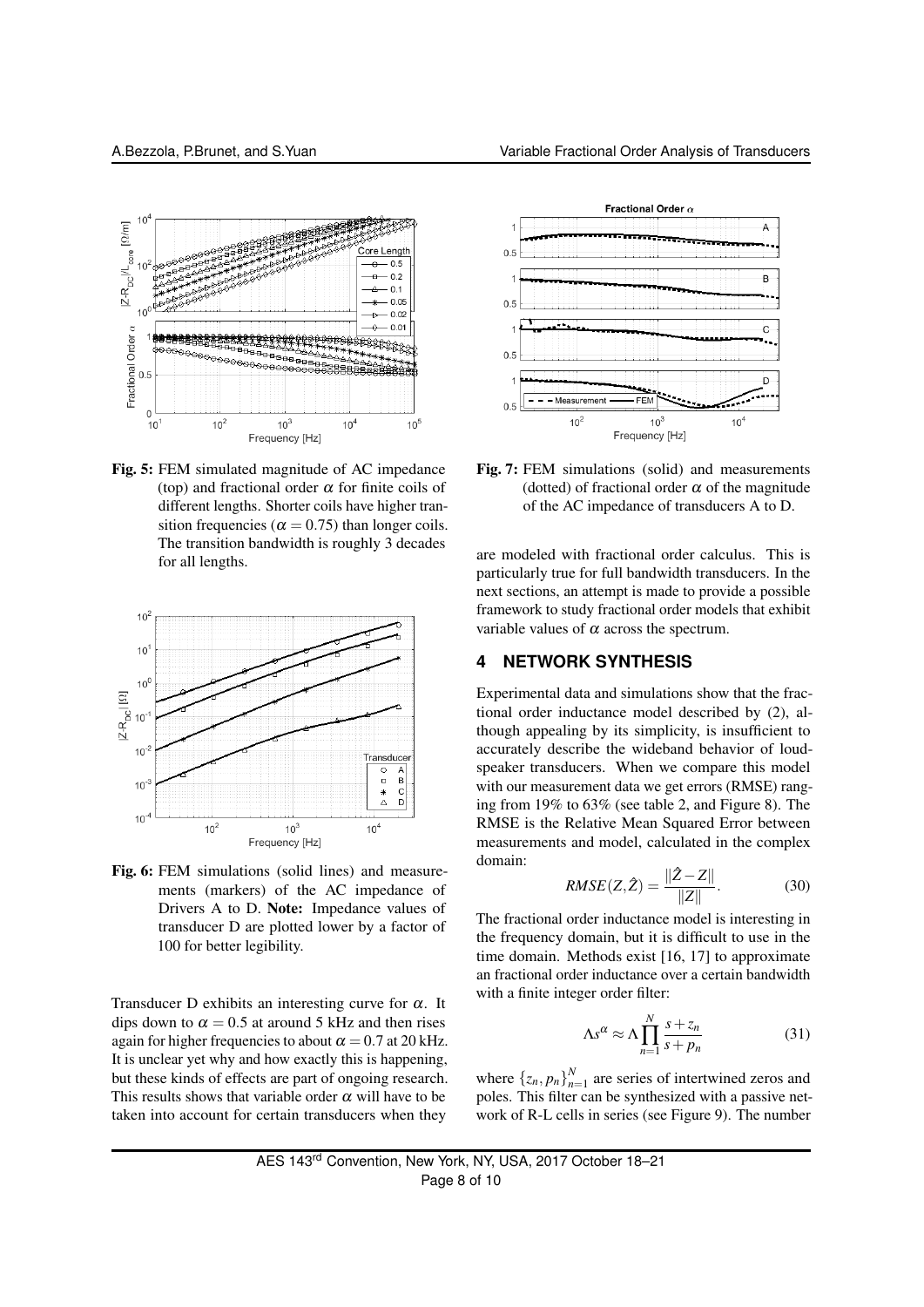**Fig. 5:** FEM simulated magnitude of AC impedance (top) and fractional order $\alpha$ for finite coils of different lengths. Shorter coils have higher transition frequencies ($\alpha = 0.75$) than longer coils. The transition bandwidth is roughly 3 decades for all lengths.

**Fig. 6:** FEM simulations (solid lines) and measurements (markers) of the AC impedance of Drivers A to D. **Note:** Impedance values of transducer D are plotted lower by a factor of 100 for better legibility.

Transducer D exhibits an interesting curve for $\alpha$. It dips down to $\alpha = 0.5$ at around 5 kHz and then rises again for higher frequencies to about $\alpha = 0.7$ at 20 kHz. It is unclear yet why and how exactly this is happening, but these kinds of effects are part of ongoing research. This results shows that variable order $\alpha$ will have to be taken into account for certain transducers when they are modeled with fractional order calculus. This is particularly true for full bandwidth transducers. In the next sections, an attempt is made to provide a possible framework to study fractional order models that exhibit variable values of $\alpha$ across the spectrum.

**Fig. 7:** FEM simulations (solid) and measurements (dotted) of fractional order $\alpha$ of the magnitude of the AC impedance of transducers A to D.

## 4 NETWORK SYNTHESIS

Experimental data and simulations show that the fractional order inductance model described by (2), although appealing by its simplicity, is insufficient to accurately describe the wideband behavior of loudspeaker transducers. When we compare this model with our measurement data we get errors (RMSE) ranging from 19% to 63% (see table 2, and Figure 8). The RMSE is the Relative Mean Squared Error between measurements and model, calculated in the complex domain:

$$RMSE(Z, \hat{Z}) = \frac{\|\hat{Z} - Z\|}{\|Z\|}. \tag{30}$$

The fractional order inductance model is interesting in the frequency domain, but it is difficult to use in the time domain. Methods exist [16, 17] to approximate an fractional order inductance over a certain bandwidth with a finite integer order filter:

$$\Lambda s^{\alpha} \approx \Lambda \prod_{n=1}^{N} \frac{s + z_n}{s + p_n} \tag{31}$$

where $\{z_n, p_n\}_{n=1}^{N}$ are series of intertwined zeros and poles. This filter can be synthesized with a passive network of R-L cells in series (see Figure 9). The number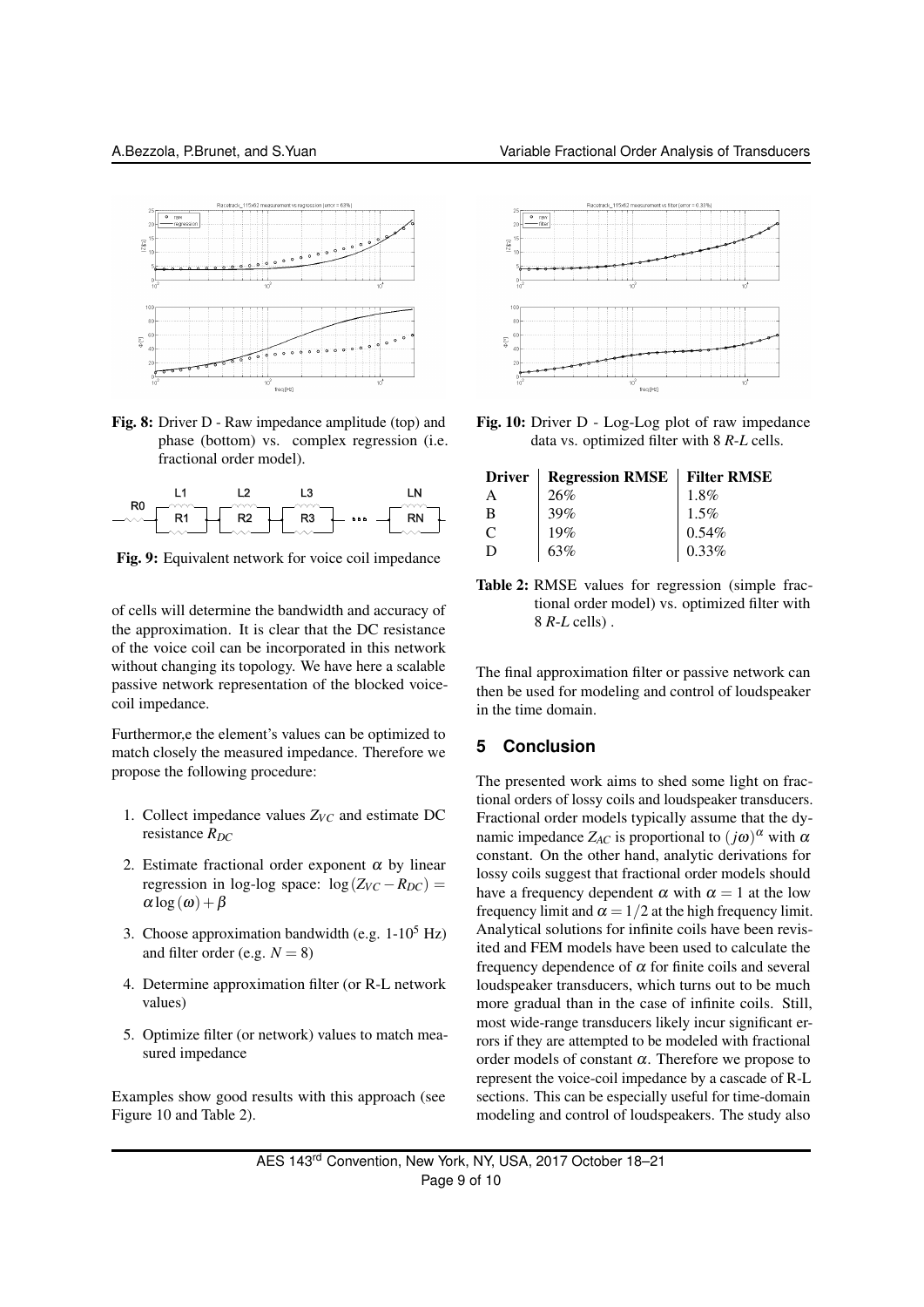Fig. 8: Driver D - Raw impedance amplitude (top) and phase (bottom) vs. complex regression (i.e. fractional order model).

Fig. 9: Equivalent network for voice coil impedance

of cells will determine the bandwidth and accuracy of the approximation. It is clear that the DC resistance of the voice coil can be incorporated in this network without changing its topology. We have here a scalable passive network representation of the blocked voice-coil impedance.

Furthermor,e the element's values can be optimized to match closely the measured impedance. Therefore we propose the following procedure:

1. Collect impedance values $Z_{VC}$ and estimate DC resistance $R_{DC}$
2. Estimate fractional order exponent $\alpha$ by linear regression in log-log space: $\log(Z_{VC} - R_{DC}) = \alpha \log(\omega) + \beta$
3. Choose approximation bandwidth (e.g. 1-$10^5$ Hz) and filter order (e.g. $N = 8$)
4. Determine approximation filter (or R-L network values)
5. Optimize filter (or network) values to match measured impedance

Examples show good results with this approach (see Figure 10 and Table 2).

Fig. 10: Driver D - Log-Log plot of raw impedance data vs. optimized filter with 8 *R-L* cells.

| Driver | Regression RMSE | Filter RMSE |
|---|---|---|
| A | 26% | 1.8% |
| B | 39% | 1.5% |
| C | 19% | 0.54% |
| D | 63% | 0.33% |

Table 2: RMSE values for regression (simple fractional order model) vs. optimized filter with 8 *R-L* cells) .

The final approximation filter or passive network can then be used for modeling and control of loudspeaker in the time domain.

## 5 Conclusion

The presented work aims to shed some light on fractional orders of lossy coils and loudspeaker transducers. Fractional order models typically assume that the dynamic impedance $Z_{AC}$ is proportional to $(j\omega)^{\alpha}$ with $\alpha$ constant. On the other hand, analytic derivations for lossy coils suggest that fractional order models should have a frequency dependent $\alpha$ with $\alpha = 1$ at the low frequency limit and $\alpha = 1/2$ at the high frequency limit. Analytical solutions for infinite coils have been revisited and FEM models have been used to calculate the frequency dependence of $\alpha$ for finite coils and several loudspeaker transducers, which turns out to be much more gradual than in the case of infinite coils. Still, most wide-range transducers likely incur significant errors if they are attempted to be modeled with fractional order models of constant $\alpha$. Therefore we propose to represent the voice-coil impedance by a cascade of R-L sections. This can be especially useful for time-domain modeling and control of loudspeakers. The study also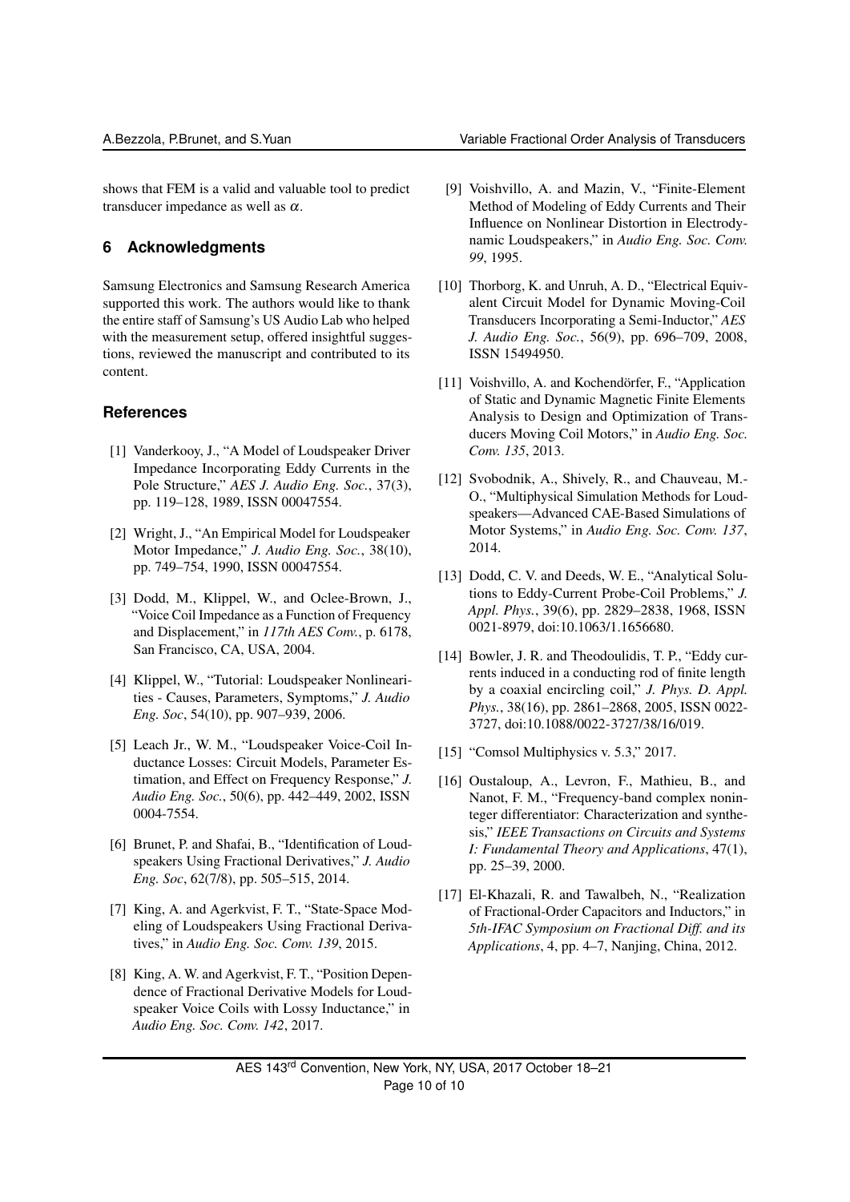shows that FEM is a valid and valuable tool to predict transducer impedance as well as $\alpha$.

## 6 Acknowledgments

Samsung Electronics and Samsung Research America supported this work. The authors would like to thank the entire staff of Samsung's US Audio Lab who helped with the measurement setup, offered insightful suggestions, reviewed the manuscript and contributed to its content.

## References

[1] Vanderkooy, J., "A Model of Loudspeaker Driver Impedance Incorporating Eddy Currents in the Pole Structure," *AES J. Audio Eng. Soc.*, 37(3), pp. 119–128, 1989, ISSN 00047554.

[2] Wright, J., "An Empirical Model for Loudspeaker Motor Impedance," *J. Audio Eng. Soc.*, 38(10), pp. 749–754, 1990, ISSN 00047554.

[3] Dodd, M., Klippel, W., and Oclee-Brown, J., "Voice Coil Impedance as a Function of Frequency and Displacement," in *117th AES Conv.*, p. 6178, San Francisco, CA, USA, 2004.

[4] Klippel, W., "Tutorial: Loudspeaker Nonlinearities - Causes, Parameters, Symptoms," *J. Audio Eng. Soc*, 54(10), pp. 907–939, 2006.

[5] Leach Jr., W. M., "Loudspeaker Voice-Coil Inductance Losses: Circuit Models, Parameter Estimation, and Effect on Frequency Response," *J. Audio Eng. Soc.*, 50(6), pp. 442–449, 2002, ISSN 0004-7554.

[6] Brunet, P. and Shafai, B., "Identification of Loudspeakers Using Fractional Derivatives," *J. Audio Eng. Soc*, 62(7/8), pp. 505–515, 2014.

[7] King, A. and Agerkvist, F. T., "State-Space Modeling of Loudspeakers Using Fractional Derivatives," in *Audio Eng. Soc. Conv. 139*, 2015.

[8] King, A. W. and Agerkvist, F. T., "Position Dependence of Fractional Derivative Models for Loudspeaker Voice Coils with Lossy Inductance," in *Audio Eng. Soc. Conv. 142*, 2017.

[9] Voishvillo, A. and Mazin, V., "Finite-Element Method of Modeling of Eddy Currents and Their Influence on Nonlinear Distortion in Electrodynamic Loudspeakers," in *Audio Eng. Soc. Conv. 99*, 1995.

[10] Thorborg, K. and Unruh, A. D., "Electrical Equivalent Circuit Model for Dynamic Moving-Coil Transducers Incorporating a Semi-Inductor," *AES J. Audio Eng. Soc.*, 56(9), pp. 696–709, 2008, ISSN 15494950.

[11] Voishvillo, A. and Kochendörfer, F., "Application of Static and Dynamic Magnetic Finite Elements Analysis to Design and Optimization of Transducers Moving Coil Motors," in *Audio Eng. Soc. Conv. 135*, 2013.

[12] Svobodnik, A., Shively, R., and Chauveau, M.-O., "Multiphysical Simulation Methods for Loudspeakers—Advanced CAE-Based Simulations of Motor Systems," in *Audio Eng. Soc. Conv. 137*, 2014.

[13] Dodd, C. V. and Deeds, W. E., "Analytical Solutions to Eddy-Current Probe-Coil Problems," *J. Appl. Phys.*, 39(6), pp. 2829–2838, 1968, ISSN 0021-8979, doi:10.1063/1.1656680.

[14] Bowler, J. R. and Theodoulidis, T. P., "Eddy currents induced in a conducting rod of finite length by a coaxial encircling coil," *J. Phys. D. Appl. Phys.*, 38(16), pp. 2861–2868, 2005, ISSN 0022-3727, doi:10.1088/0022-3727/38/16/019.

[15] "Comsol Multiphysics v. 5.3," 2017.

[16] Oustaloup, A., Levron, F., Mathieu, B., and Nanot, F. M., "Frequency-band complex noninteger differentiator: Characterization and synthesis," *IEEE Transactions on Circuits and Systems I: Fundamental Theory and Applications*, 47(1), pp. 25–39, 2000.

[17] El-Khazali, R. and Tawalbeh, N., "Realization of Fractional-Order Capacitors and Inductors," in *5th-IFAC Symposium on Fractional Diff. and its Applications*, 4, pp. 4–7, Nanjing, China, 2012.